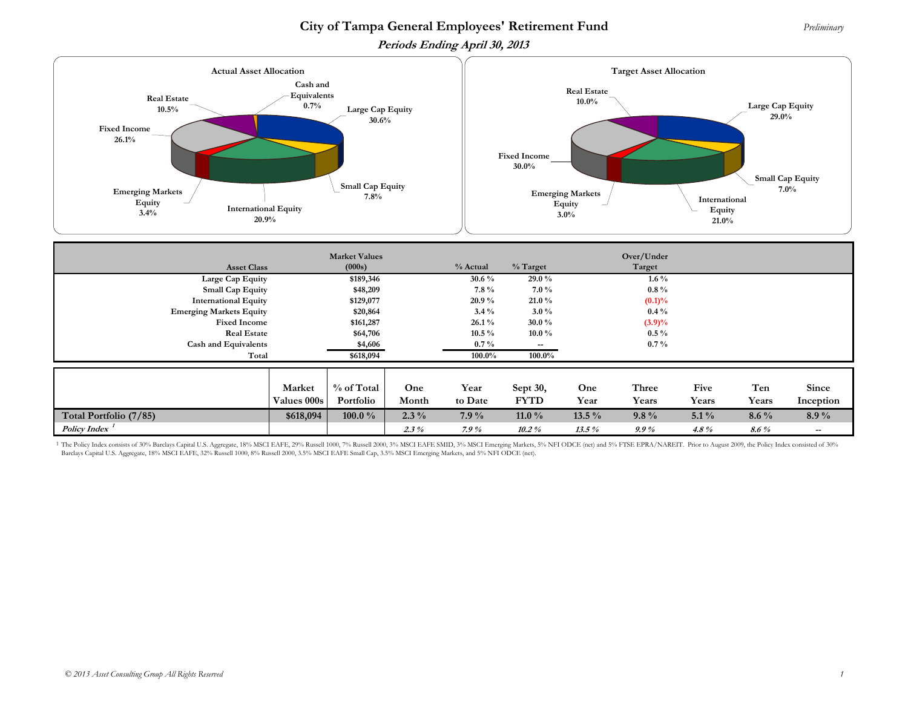# City of Tampa General Employees' Retirement Fund

*Preliminary*

## *Periods Ending April 30, 2013*

**Actual Asset Allocation**

- Large Cap Equity 30.6%
- Small Cap Equity 7.8%
- International Equity 20.9%
- Emerging Markets Equity 3.4%
- Fixed Income 26.1%
- Real Estate 10.5%
- Cash and Equivalents 0.7%

**Target Asset Allocation**

- Large Cap Equity 29.0%
- Small Cap Equity 7.0%
- International Equity 21.0%
- Emerging Markets Equity 3.0%
- Fixed Income 30.0%
- Real Estate 10.0%

| Asset Class | Market Values (000s) | % Actual | % Target | Over/Under Target |
|---|---|---|---|---|
| Large Cap Equity | $189,346 | 30.6 % | 29.0 % | 1.6 % |
| Small Cap Equity | $48,209 | 7.8 % | 7.0 % | 0.8 % |
| International Equity | $129,077 | 20.9 % | 21.0 % | (0.1)% |
| Emerging Markets Equity | $20,864 | 3.4 % | 3.0 % | 0.4 % |
| Fixed Income | $161,287 | 26.1 % | 30.0 % | (3.9)% |
| Real Estate | $64,706 | 10.5 % | 10.0 % | 0.5 % |
| Cash and Equivalents | $4,606 | 0.7 % | -- | 0.7 % |
| Total | $618,094 | 100.0% | 100.0% | |

| | Market Values 000s | % of Total Portfolio | One Month | Year to Date | Sept 30, FYTD | One Year | Three Years | Five Years | Ten Years | Since Inception |
|---|---|---|---|---|---|---|---|---|---|---|
| **Total Portfolio (7/85)** | **$618,094** | **100.0 %** | **2.3 %** | **7.9 %** | **11.0 %** | **13.5 %** | **9.8 %** | **5.1 %** | **8.6 %** | **8.9 %** |
| *Policy Index* [1] | | | *2.3 %* | *7.9 %* | *10.2 %* | *13.5 %* | *9.9 %* | *4.8 %* | *8.6 %* | -- |

[1] The Policy Index consists of 30% Barclays Capital U.S. Aggregate, 18% MSCI EAFE, 29% Russell 1000, 7% Russell 2000, 3% MSCI EAFE SMID, 3% MSCI Emerging Markets, 5% NFI ODCE (net) and 5% FTSE EPRA/NAREIT. Prior to August 2009, the Policy Index consisted of 30% Barclays Capital U.S. Aggregate, 18% MSCI EAFE, 32% Russell 1000, 8% Russell 2000, 3.5% MSCI EAFE Small Cap, 3.5% MSCI Emerging Markets, and 5% NFI ODCE (net).

*© 2013 Asset Consulting Group All Rights Reserved*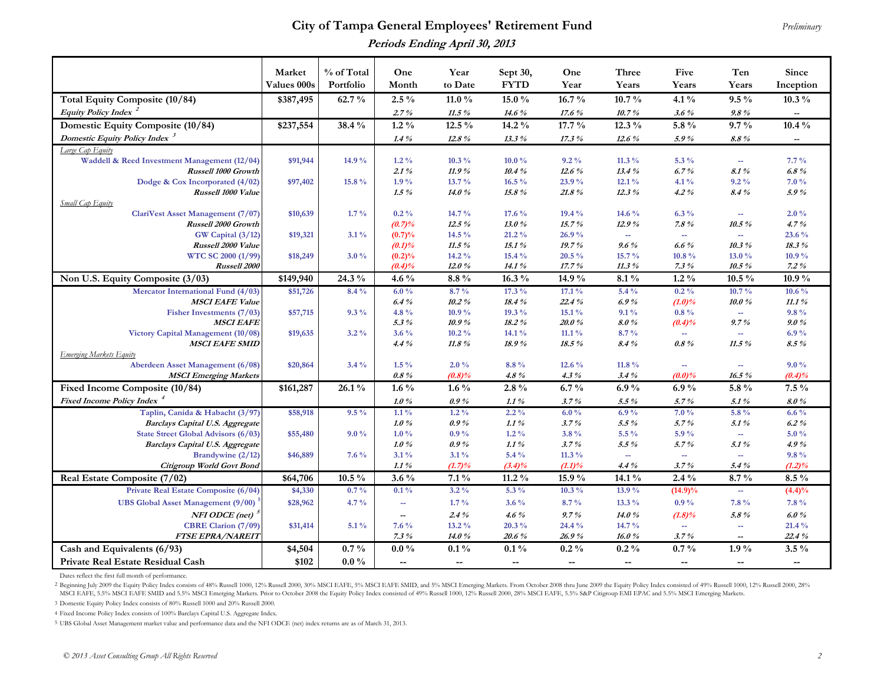# City of Tampa General Employees' Retirement Fund

*Preliminary*

***Periods Ending April 30, 2013***

| | Market Values 000s | % of Total Portfolio | One Month | Year to Date | Sept 30, FYTD | One Year | Three Years | Five Years | Ten Years | Since Inception |
|---|---|---|---|---|---|---|---|---|---|---|
| **Total Equity Composite (10/84)** | **$387,495** | **62.7 %** | **2.5 %** | **11.0 %** | **15.0 %** | **16.7 %** | **10.7 %** | **4.1 %** | **9.5 %** | **10.3 %** |
| *Equity Policy Index* [2] | | | *2.7 %* | *11.5 %* | *14.6 %* | *17.6 %* | *10.7 %* | *3.6 %* | *9.8 %* | *--* |
| **Domestic Equity Composite (10/84)** | **$237,554** | **38.4 %** | **1.2 %** | **12.5 %** | **14.2 %** | **17.7 %** | **12.3 %** | **5.8 %** | **9.7 %** | **10.4 %** |
| *Domestic Equity Policy Index* [3] | | | *1.4 %* | *12.8 %* | *13.3 %* | *17.3 %* | *12.6 %* | *5.9 %* | *8.8 %* | *--* |
| *Large Cap Equity* | | | | | | | | | | |
| Waddell & Reed Investment Management (12/04) | $91,944 | 14.9 % | 1.2 % | 10.3 % | 10.0 % | 9.2 % | 11.3 % | 5.3 % | -- | 7.7 % |
| *Russell 1000 Growth* | | | *2.1 %* | *11.9 %* | *10.4 %* | *12.6 %* | *13.4 %* | *6.7 %* | *8.1 %* | *6.8 %* |
| Dodge & Cox Incorporated (4/02) | $97,402 | 15.8 % | 1.9 % | 13.7 % | 16.5 % | 23.9 % | 12.1 % | 4.1 % | 9.2 % | 7.0 % |
| *Russell 1000 Value* | | | *1.5 %* | *14.0 %* | *15.8 %* | *21.8 %* | *12.3 %* | *4.2 %* | *8.4 %* | *5.9 %* |
| *Small Cap Equity* | | | | | | | | | | |
| ClariVest Asset Management (7/07) | $10,639 | 1.7 % | 0.2 % | 14.7 % | 17.6 % | 19.4 % | 14.6 % | 6.3 % | -- | 2.0 % |
| *Russell 2000 Growth* | | | *(0.7)%* | *12.5 %* | *13.0 %* | *15.7 %* | *12.9 %* | *7.8 %* | *10.5 %* | *4.7 %* |
| GW Capital (3/12) | $19,321 | 3.1 % | (0.7)% | 14.5 % | 21.2 % | 26.9 % | -- | -- | -- | 23.6 % |
| *Russell 2000 Value* | | | *(0.1)%* | *11.5 %* | *15.1 %* | *19.7 %* | *9.6 %* | *6.6 %* | *10.3 %* | *18.3 %* |
| WTC SC 2000 (1/99) | $18,249 | 3.0 % | (0.2)% | 14.2 % | 15.4 % | 20.5 % | 15.7 % | 10.8 % | 13.0 % | 10.9 % |
| *Russell 2000* | | | *(0.4)%* | *12.0 %* | *14.1 %* | *17.7 %* | *11.3 %* | *7.3 %* | *10.5 %* | *7.2 %* |
| **Non U.S. Equity Composite (3/03)** | **$149,940** | **24.3 %** | **4.6 %** | **8.8 %** | **16.3 %** | **14.9 %** | **8.1 %** | **1.2 %** | **10.5 %** | **10.9 %** |
| Mercator International Fund (4/03) | $51,726 | 8.4 % | 6.0 % | 8.7 % | 17.3 % | 17.1 % | 5.4 % | 0.2 % | 10.7 % | 10.6 % |
| *MSCI EAFE Value* | | | *6.4 %* | *10.2 %* | *18.4 %* | *22.4 %* | *6.9 %* | *(1.0)%* | *10.0 %* | *11.1 %* |
| Fisher Investments (7/03) | $57,715 | 9.3 % | 4.8 % | 10.9 % | 19.3 % | 15.1 % | 9.1 % | 0.8 % | -- | 9.8 % |
| *MSCI EAFE* | | | *5.3 %* | *10.9 %* | *18.2 %* | *20.0 %* | *8.0 %* | *(0.4)%* | *9.7 %* | *9.0 %* |
| Victory Capital Management (10/08) | $19,635 | 3.2 % | 3.6 % | 10.2 % | 14.1 % | 11.1 % | 8.7 % | -- | -- | 6.9 % |
| *MSCI EAFE SMID* | | | *4.4 %* | *11.8 %* | *18.9 %* | *18.5 %* | *8.4 %* | *0.8 %* | *11.5 %* | *8.5 %* |
| *Emerging Markets Equity* | | | | | | | | | | |
| Aberdeen Asset Management (6/08) | $20,864 | 3.4 % | 1.5 % | 2.0 % | 8.8 % | 12.6 % | 11.8 % | -- | -- | 9.0 % |
| *MSCI Emerging Markets* | | | *0.8 %* | *(0.8)%* | *4.8 %* | *4.3 %* | *3.4 %* | *(0.0)%* | *16.5 %* | *(0.4)%* |
| **Fixed Income Composite (10/84)** | **$161,287** | **26.1 %** | **1.6 %** | **1.6 %** | **2.8 %** | **6.7 %** | **6.9 %** | **6.9 %** | **5.8 %** | **7.5 %** |
| *Fixed Income Policy Index* [4] | | | *1.0 %* | *0.9 %* | *1.1 %* | *3.7 %* | *5.5 %* | *5.7 %* | *5.1 %* | *8.0 %* |
| Taplin, Canida & Habacht (3/97) | $58,918 | 9.5 % | 1.1 % | 1.2 % | 2.2 % | 6.0 % | 6.9 % | 7.0 % | 5.8 % | 6.6 % |
| *Barclays Capital U.S. Aggregate* | | | *1.0 %* | *0.9 %* | *1.1 %* | *3.7 %* | *5.5 %* | *5.7 %* | *5.1 %* | *6.2 %* |
| State Street Global Advisors (6/03) | $55,480 | 9.0 % | 1.0 % | 0.9 % | 1.2 % | 3.8 % | 5.5 % | 5.9 % | -- | 5.0 % |
| *Barclays Capital U.S. Aggregate* | | | *1.0 %* | *0.9 %* | *1.1 %* | *3.7 %* | *5.5 %* | *5.7 %* | *5.1 %* | *4.9 %* |
| Brandywine (2/12) | $46,889 | 7.6 % | 3.1 % | 3.1 % | 5.4 % | 11.3 % | -- | -- | -- | 9.8 % |
| *Citigroup World Govt Bond* | | | *1.1 %* | *(1.7)%* | *(3.4)%* | *(1.1)%* | *4.4 %* | *3.7 %* | *5.4 %* | *(1.2)%* |
| **Real Estate Composite (7/02)** | **$64,706** | **10.5 %** | **3.6 %** | **7.1 %** | **11.2 %** | **15.9 %** | **14.1 %** | **2.4 %** | **8.7 %** | **8.5 %** |
| Private Real Estate Composite (6/04) | $4,330 | 0.7 % | 0.1 % | 3.2 % | 5.3 % | 10.3 % | 13.9 % | (14.9)% | -- | (4.4)% |
| UBS Global Asset Management (9/00) [5] | $28,962 | 4.7 % | -- | 1.7 % | 3.6 % | 8.7 % | 13.3 % | 0.9 % | 7.8 % | 7.8 % |
| *NFI ODCE (net)* [5] | | | *--* | *2.4 %* | *4.6 %* | *9.7 %* | *14.0 %* | *(1.8)%* | *5.8 %* | *6.0 %* |
| CBRE Clarion (7/09) | $31,414 | 5.1 % | 7.6 % | 13.2 % | 20.3 % | 24.4 % | 14.7 % | -- | -- | 21.4 % |
| *FTSE EPRA/NAREIT* | | | *7.3 %* | *14.0 %* | *20.6 %* | *26.9 %* | *16.0 %* | *3.7 %* | *--* | *22.4 %* |
| **Cash and Equivalents (6/93)** | **$4,504** | **0.7 %** | **0.0 %** | **0.1 %** | **0.1 %** | **0.2 %** | **0.2 %** | **0.7 %** | **1.9 %** | **3.5 %** |
| **Private Real Estate Residual Cash** | **$102** | **0.0 %** | **--** | **--** | **--** | **--** | **--** | **--** | **--** | **--** |

Dates reflect the first full month of performance.

2 Beginning July 2009 the Equity Policy Index consists of 48% Russell 1000, 12% Russell 2000, 30% MSCI EAFE, 5% MSCI EAFE SMID, and 5% MSCI Emerging Markets. From October 2008 thru June 2009 the Equity Policy Index consisted of 49% Russell 1000, 12% Russell 2000, 28% MSCI EAFE, 5.5% MSCI EAFE SMID and 5.5% MSCI Emerging Markets. Prior to October 2008 the Equity Policy Index consisted of 49% Russell 1000, 12% Russell 2000, 28% MSCI EAFE, 5.5% S&P Citigroup EMI EPAC and 5.5% MSCI Emerging Markets.

3 Domestic Equity Policy Index consists of 80% Russell 1000 and 20% Russell 2000.

4 Fixed Income Policy Index consists of 100% Barclays Capital U.S. Aggregate Index.

5 UBS Global Asset Management market value and performance data and the NFI ODCE (net) index returns are as of March 31, 2013.

*© 2013 Asset Consulting Group All Rights Reserved*